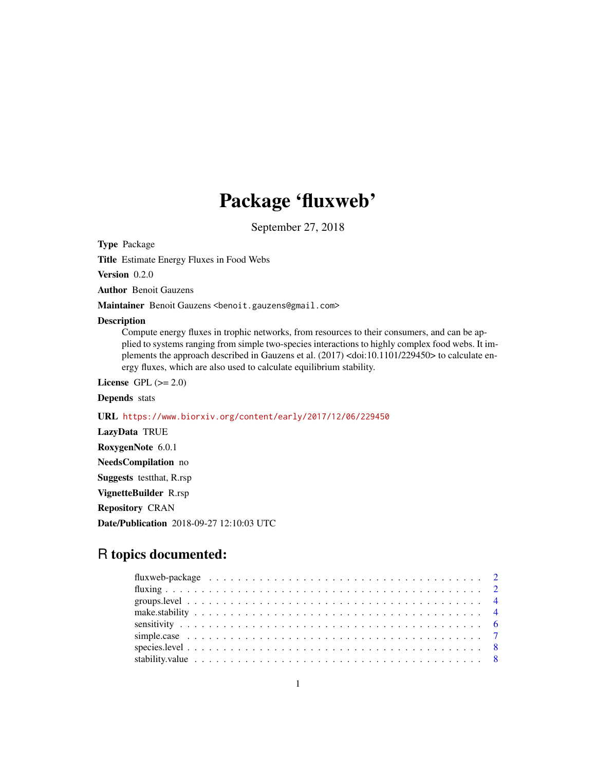# Package 'fluxweb'

September 27, 2018

**Type** Package

**Title** Estimate Energy Fluxes in Food Webs

**Version** 0.2.0

**Author** Benoit Gauzens

**Maintainer** Benoit Gauzens <benoit.gauzens@gmail.com>

**Description**
Compute energy fluxes in trophic networks, from resources to their consumers, and can be applied to systems ranging from simple two-species interactions to highly complex food webs. It implements the approach described in Gauzens et al. (2017) <doi:10.1101/229450> to calculate energy fluxes, which are also used to calculate equilibrium stability.

**License** GPL (>= 2.0)

**Depends** stats

**URL** https://www.biorxiv.org/content/early/2017/12/06/229450

**LazyData** TRUE

**RoxygenNote** 6.0.1

**NeedsCompilation** no

**Suggests** testthat, R.rsp

**VignetteBuilder** R.rsp

**Repository** CRAN

**Date/Publication** 2018-09-27 12:10:03 UTC

## R topics documented:

- fluxweb-package . . . . . . . . . . . . . . . . . . . . . . . . . . . . . . . . . . . . 2
- fluxing . . . . . . . . . . . . . . . . . . . . . . . . . . . . . . . . . . . . . . . . . 2
- groups.level . . . . . . . . . . . . . . . . . . . . . . . . . . . . . . . . . . . . . . 4
- make.stability . . . . . . . . . . . . . . . . . . . . . . . . . . . . . . . . . . . . . 4
- sensitivity . . . . . . . . . . . . . . . . . . . . . . . . . . . . . . . . . . . . . . . 6
- simple.case . . . . . . . . . . . . . . . . . . . . . . . . . . . . . . . . . . . . . . . 7
- species.level . . . . . . . . . . . . . . . . . . . . . . . . . . . . . . . . . . . . . . 8
- stability.value . . . . . . . . . . . . . . . . . . . . . . . . . . . . . . . . . . . . . 8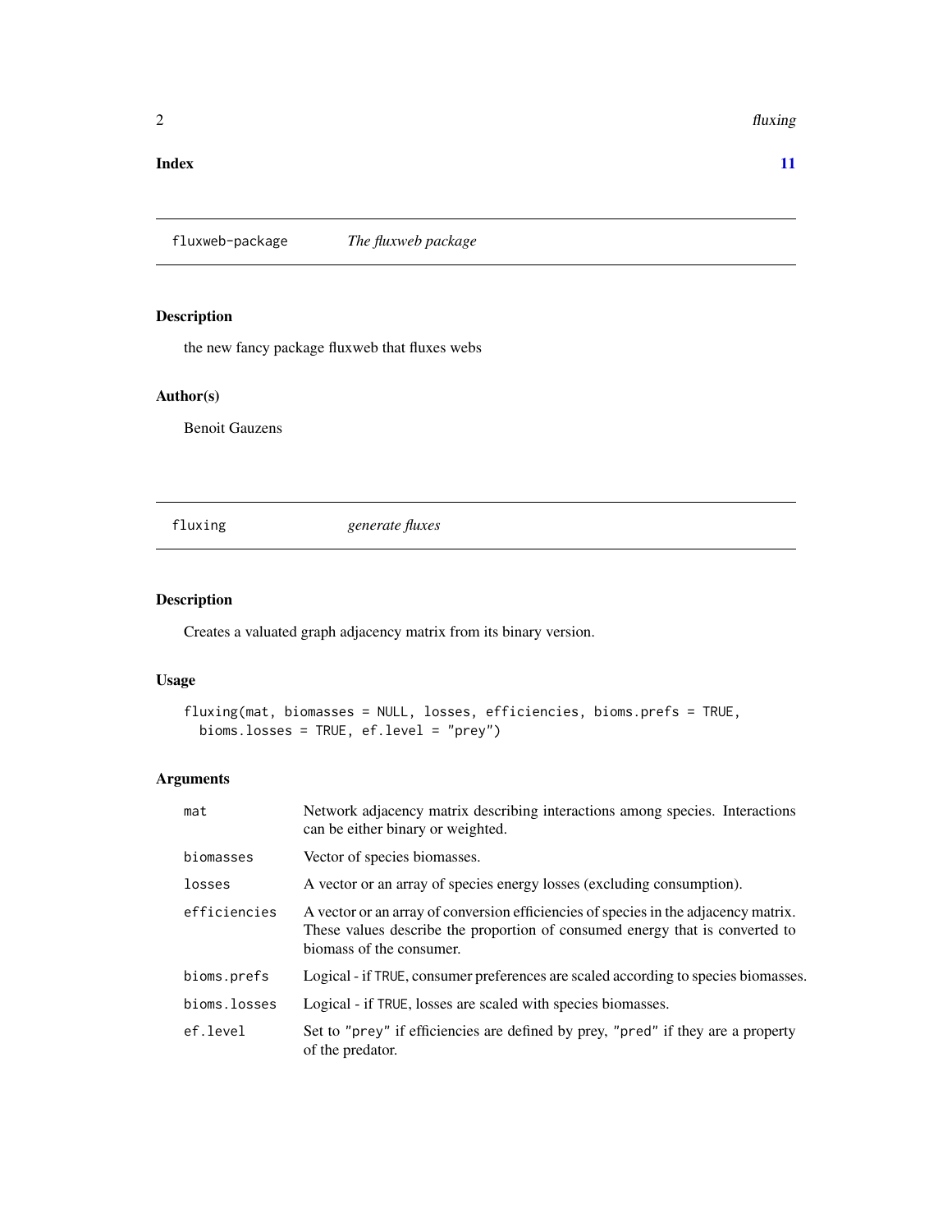**Index** **11**

## fluxweb-package *The fluxweb package*

### Description

the new fancy package fluxweb that fluxes webs

### Author(s)

Benoit Gauzens

## fluxing *generate fluxes*

### Description

Creates a valuated graph adjacency matrix from its binary version.

### Usage

```
fluxing(mat, biomasses = NULL, losses, efficiencies, bioms.prefs = TRUE,
  bioms.losses = TRUE, ef.level = "prey")
```

### Arguments

| Argument | Description |
|---|---|
| mat | Network adjacency matrix describing interactions among species. Interactions can be either binary or weighted. |
| biomasses | Vector of species biomasses. |
| losses | A vector or an array of species energy losses (excluding consumption). |
| efficiencies | A vector or an array of conversion efficiencies of species in the adjacency matrix. These values describe the proportion of consumed energy that is converted to biomass of the consumer. |
| bioms.prefs | Logical - if TRUE, consumer preferences are scaled according to species biomasses. |
| bioms.losses | Logical - if TRUE, losses are scaled with species biomasses. |
| ef.level | Set to "prey" if efficiencies are defined by prey, "pred" if they are a property of the predator. |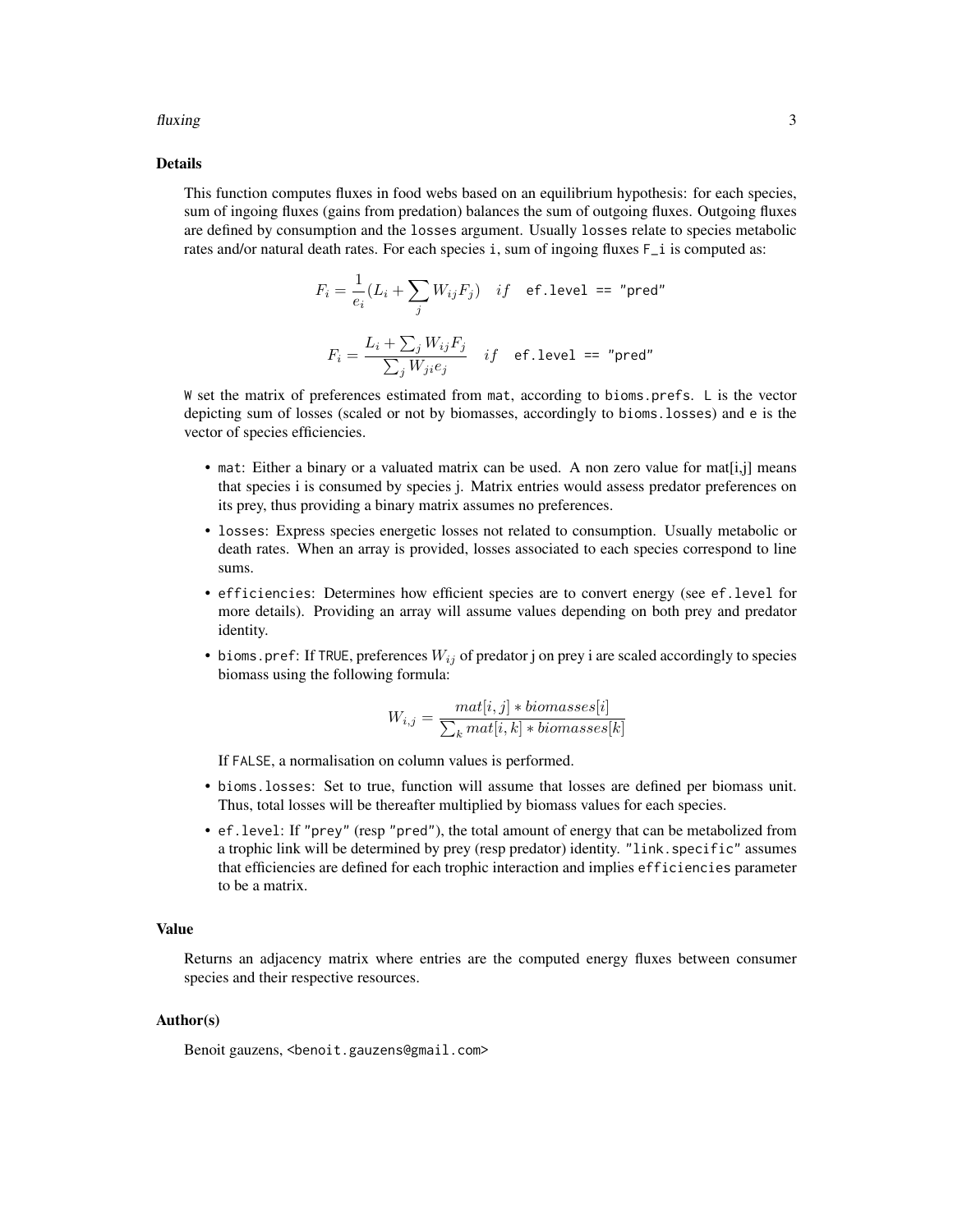## Details

This function computes fluxes in food webs based on an equilibrium hypothesis: for each species, sum of ingoing fluxes (gains from predation) balances the sum of outgoing fluxes. Outgoing fluxes are defined by consumption and the `losses` argument. Usually `losses` relate to species metabolic rates and/or natural death rates. For each species `i`, sum of ingoing fluxes `F_i` is computed as:

$$F_i = \frac{1}{e_i}(L_i + \sum_j W_{ij} F_j) \quad if \quad \texttt{ef.level == "pred"}$$

$$F_i = \frac{L_i + \sum_j W_{ij} F_j}{\sum_j W_{ji} e_j} \quad if \quad \texttt{ef.level == "pred"}$$

`W` set the matrix of preferences estimated from `mat`, according to `bioms.prefs`. `L` is the vector depicting sum of losses (scaled or not by biomasses, accordingly to `bioms.losses`) and `e` is the vector of species efficiencies.

- `mat`: Either a binary or a valuated matrix can be used. A non zero value for mat[i,j] means that species i is consumed by species j. Matrix entries would assess predator preferences on its prey, thus providing a binary matrix assumes no preferences.
- `losses`: Express species energetic losses not related to consumption. Usually metabolic or death rates. When an array is provided, losses associated to each species correspond to line sums.
- `efficiencies`: Determines how efficient species are to convert energy (see `ef.level` for more details). Providing an array will assume values depending on both prey and predator identity.
- `bioms.pref`: If `TRUE`, preferences $W_{ij}$ of predator j on prey i are scaled accordingly to species biomass using the following formula:

  $$W_{i,j} = \frac{mat[i,j] * biomasses[i]}{\sum_k mat[i,k] * biomasses[k]}$$

  If `FALSE`, a normalisation on column values is performed.
- `bioms.losses`: Set to true, function will assume that losses are defined per biomass unit. Thus, total losses will be thereafter multiplied by biomass values for each species.
- `ef.level`: If `"prey"` (resp `"pred"`), the total amount of energy that can be metabolized from a trophic link will be determined by prey (resp predator) identity. `"link.specific"` assumes that efficiencies are defined for each trophic interaction and implies `efficiencies` parameter to be a matrix.

## Value

Returns an adjacency matrix where entries are the computed energy fluxes between consumer species and their respective resources.

## Author(s)

Benoit gauzens, `<benoit.gauzens@gmail.com>`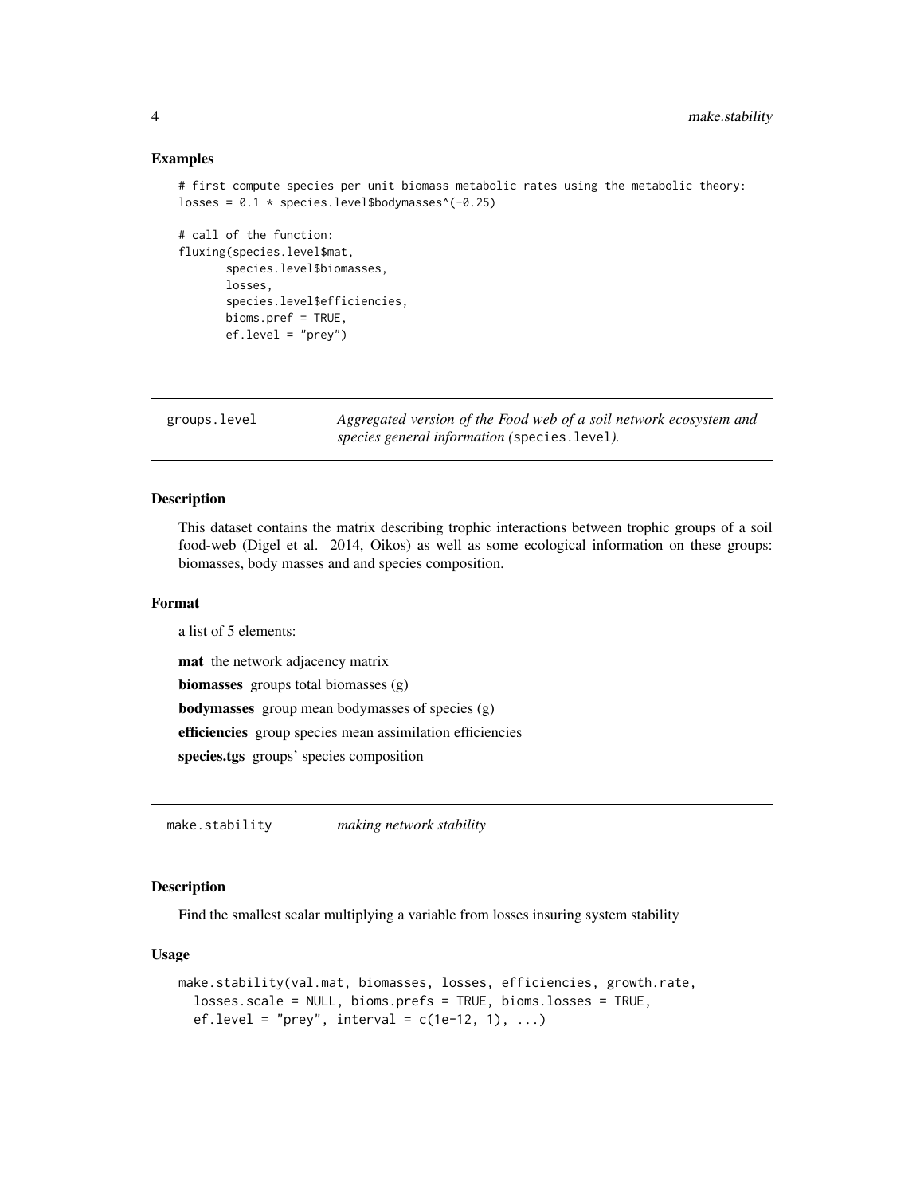### Examples

```
# first compute species per unit biomass metabolic rates using the metabolic theory:
losses = 0.1 * species.level$bodymasses^(-0.25)

# call of the function:
fluxing(species.level$mat,
       species.level$biomasses,
       losses,
       species.level$efficiencies,
       bioms.pref = TRUE,
       ef.level = "prey")
```

---

## groups.level — *Aggregated version of the Food web of a soil network ecosystem and species general information (`species.level`).*

### Description

This dataset contains the matrix describing trophic interactions between trophic groups of a soil food-web (Digel et al. 2014, Oikos) as well as some ecological information on these groups: biomasses, body masses and and species composition.

### Format

a list of 5 elements:

**mat** the network adjacency matrix

**biomasses** groups total biomasses (g)

**bodymasses** group mean bodymasses of species (g)

**efficiencies** group species mean assimilation efficiencies

**species.tgs** groups' species composition

---

## make.stability — *making network stability*

### Description

Find the smallest scalar multiplying a variable from losses insuring system stability

### Usage

```
make.stability(val.mat, biomasses, losses, efficiencies, growth.rate,
  losses.scale = NULL, bioms.prefs = TRUE, bioms.losses = TRUE,
  ef.level = "prey", interval = c(1e-12, 1), ...)
```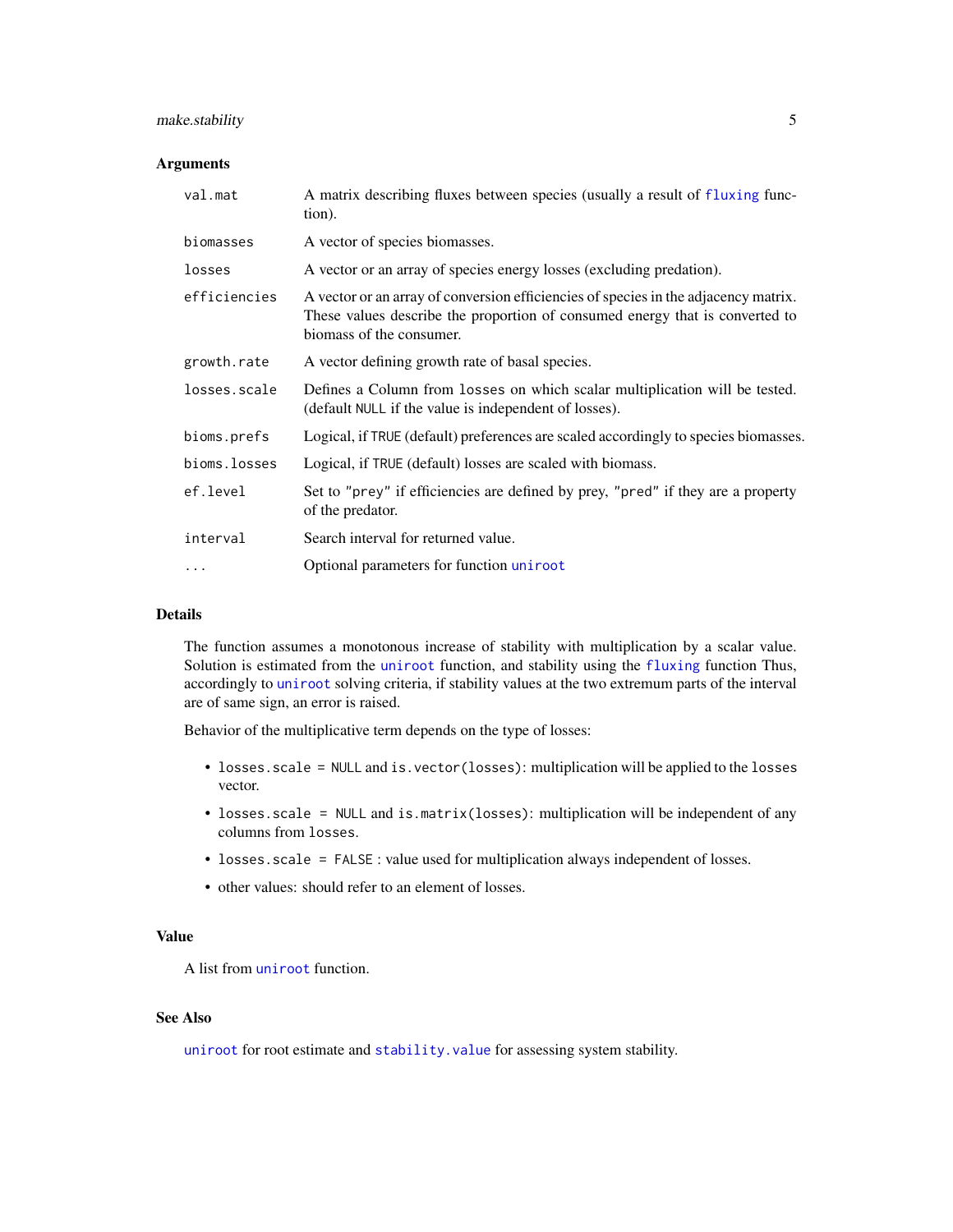### Arguments

| | |
|---|---|
| `val.mat` | A matrix describing fluxes between species (usually a result of `fluxing` function). |
| `biomasses` | A vector of species biomasses. |
| `losses` | A vector or an array of species energy losses (excluding predation). |
| `efficiencies` | A vector or an array of conversion efficiencies of species in the adjacency matrix. These values describe the proportion of consumed energy that is converted to biomass of the consumer. |
| `growth.rate` | A vector defining growth rate of basal species. |
| `losses.scale` | Defines a Column from `losses` on which scalar multiplication will be tested. (default `NULL` if the value is independent of losses). |
| `bioms.prefs` | Logical, if `TRUE` (default) preferences are scaled accordingly to species biomasses. |
| `bioms.losses` | Logical, if `TRUE` (default) losses are scaled with biomass. |
| `ef.level` | Set to `"prey"` if efficiencies are defined by prey, `"pred"` if they are a property of the predator. |
| `interval` | Search interval for returned value. |
| `...` | Optional parameters for function `uniroot` |

### Details

The function assumes a monotonous increase of stability with multiplication by a scalar value. Solution is estimated from the `uniroot` function, and stability using the `fluxing` function Thus, accordingly to `uniroot` solving criteria, if stability values at the two extremum parts of the interval are of same sign, an error is raised.

Behavior of the multiplicative term depends on the type of losses:

- `losses.scale = NULL` and `is.vector(losses)`: multiplication will be applied to the `losses` vector.
- `losses.scale = NULL` and `is.matrix(losses)`: multiplication will be independent of any columns from `losses`.
- `losses.scale = FALSE` : value used for multiplication always independent of losses.
- other values: should refer to an element of losses.

### Value

A list from `uniroot` function.

### See Also

`uniroot` for root estimate and `stability.value` for assessing system stability.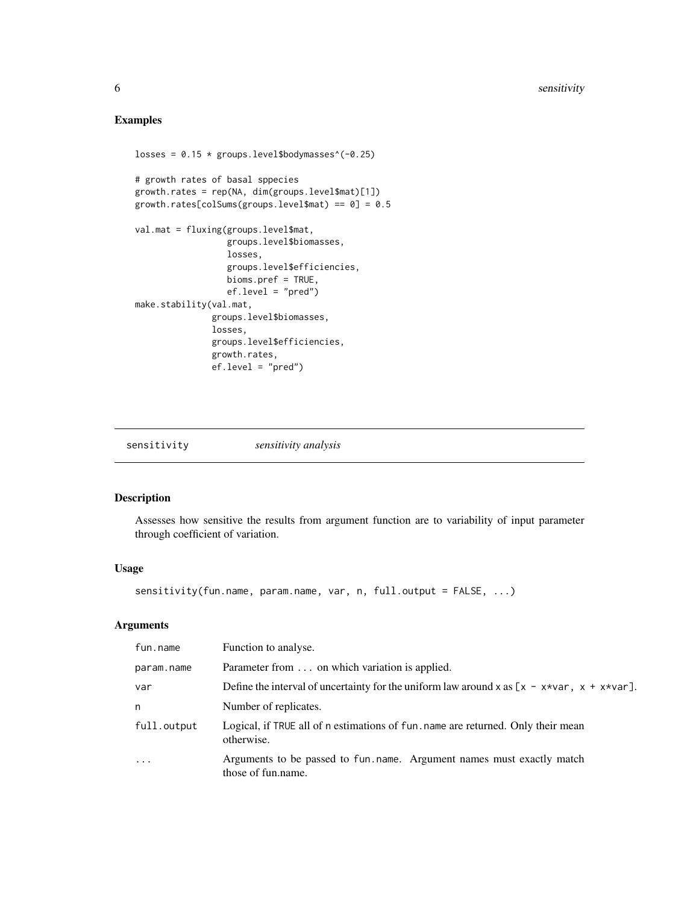## Examples

```
losses = 0.15 * groups.level$bodymasses^(-0.25)

# growth rates of basal sppecies
growth.rates = rep(NA, dim(groups.level$mat)[1])
growth.rates[colSums(groups.level$mat) == 0] = 0.5

val.mat = fluxing(groups.level$mat,
                  groups.level$biomasses,
                  losses,
                  groups.level$efficiencies,
                  bioms.pref = TRUE,
                  ef.level = "pred")
make.stability(val.mat,
               groups.level$biomasses,
               losses,
               groups.level$efficiencies,
               growth.rates,
               ef.level = "pred")
```

---

# sensitivity — *sensitivity analysis*

---

## Description

Assesses how sensitive the results from argument function are to variability of input parameter through coefficient of variation.

## Usage

```
sensitivity(fun.name, param.name, var, n, full.output = FALSE, ...)
```

## Arguments

| | |
|---|---|
| `fun.name` | Function to analyse. |
| `param.name` | Parameter from `...` on which variation is applied. |
| `var` | Define the interval of uncertainty for the uniform law around `x` as `[x - x*var, x + x*var]`. |
| `n` | Number of replicates. |
| `full.output` | Logical, if `TRUE` all of `n` estimations of `fun.name` are returned. Only their mean otherwise. |
| `...` | Arguments to be passed to `fun.name`. Argument names must exactly match those of fun.name. |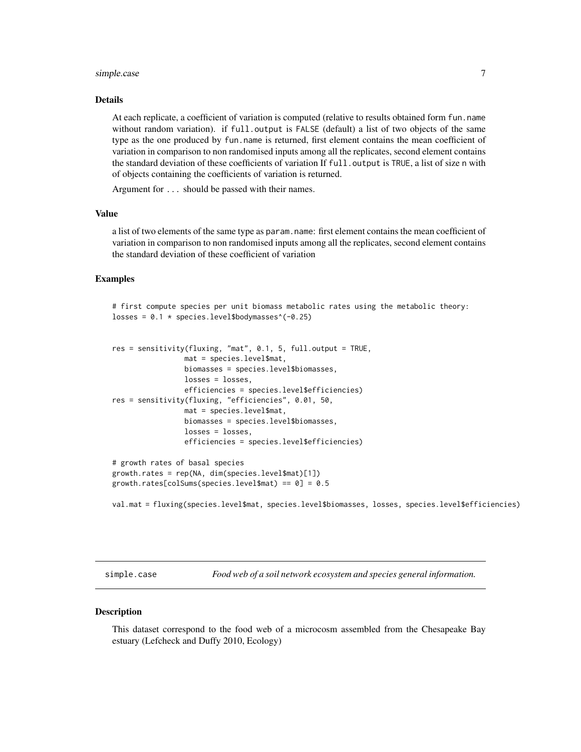### Details

At each replicate, a coefficient of variation is computed (relative to results obtained form `fun.name` without random variation). if `full.output` is `FALSE` (default) a list of two objects of the same type as the one produced by `fun.name` is returned, first element contains the mean coefficient of variation in comparison to non randomised inputs among all the replicates, second element contains the standard deviation of these coefficients of variation If `full.output` is `TRUE`, a list of size `n` with of objects containing the coefficients of variation is returned.

Argument for `...` should be passed with their names.

### Value

a list of two elements of the same type as `param.name`: first element contains the mean coefficient of variation in comparison to non randomised inputs among all the replicates, second element contains the standard deviation of these coefficient of variation

### Examples

```
# first compute species per unit biomass metabolic rates using the metabolic theory:
losses = 0.1 * species.level$bodymasses^(-0.25)


res = sensitivity(fluxing, "mat", 0.1, 5, full.output = TRUE,
                  mat = species.level$mat,
                  biomasses = species.level$biomasses,
                  losses = losses,
                  efficiencies = species.level$efficiencies)
res = sensitivity(fluxing, "efficiencies", 0.01, 50,
                  mat = species.level$mat,
                  biomasses = species.level$biomasses,
                  losses = losses,
                  efficiencies = species.level$efficiencies)

# growth rates of basal species
growth.rates = rep(NA, dim(species.level$mat)[1])
growth.rates[colSums(species.level$mat) == 0] = 0.5

val.mat = fluxing(species.level$mat, species.level$biomasses, losses, species.level$efficiencies)
```

---

## simple.case — *Food web of a soil network ecosystem and species general information.*

### Description

This dataset correspond to the food web of a microcosm assembled from the Chesapeake Bay estuary (Lefcheck and Duffy 2010, Ecology)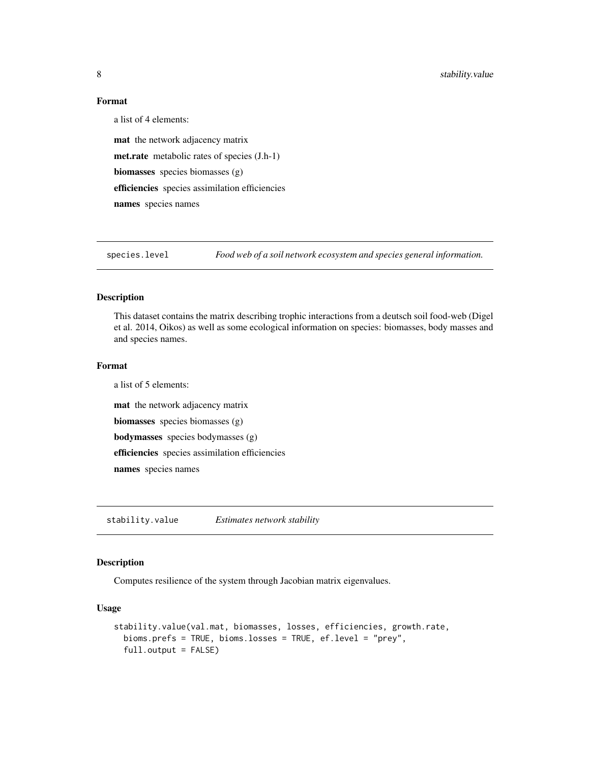### Format

a list of 4 elements:

**mat** the network adjacency matrix

**met.rate** metabolic rates of species (J.h-1)

**biomasses** species biomasses (g)

**efficiencies** species assimilation efficiencies

**names** species names

---

## species.level — *Food web of a soil network ecosystem and species general information.*

### Description

This dataset contains the matrix describing trophic interactions from a deutsch soil food-web (Digel et al. 2014, Oikos) as well as some ecological information on species: biomasses, body masses and and species names.

### Format

a list of 5 elements:

**mat** the network adjacency matrix

**biomasses** species biomasses (g)

**bodymasses** species bodymasses (g)

**efficiencies** species assimilation efficiencies

**names** species names

---

## stability.value — *Estimates network stability*

### Description

Computes resilience of the system through Jacobian matrix eigenvalues.

### Usage

```
stability.value(val.mat, biomasses, losses, efficiencies, growth.rate,
  bioms.prefs = TRUE, bioms.losses = TRUE, ef.level = "prey",
  full.output = FALSE)
```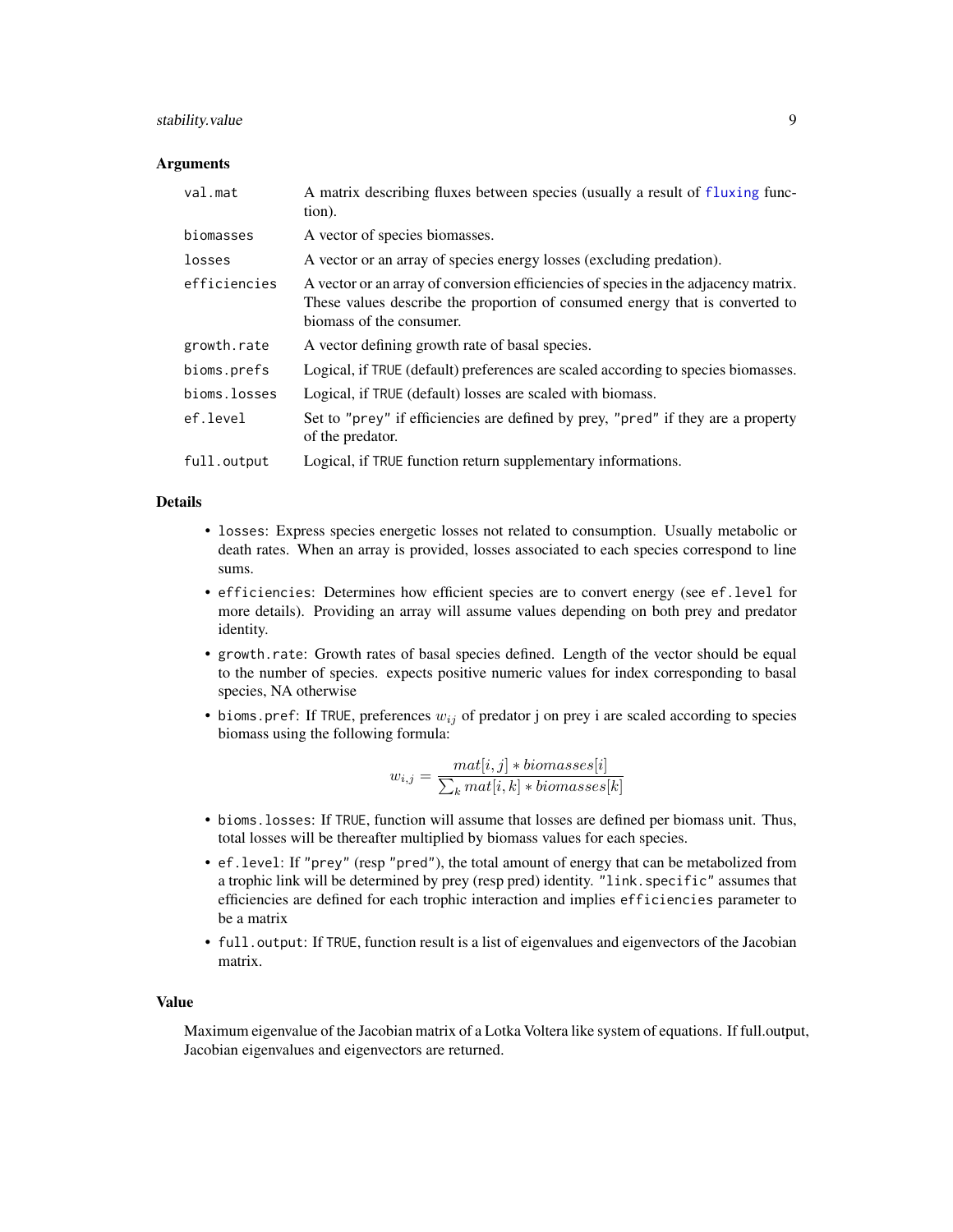### Arguments

| | |
|---|---|
| `val.mat` | A matrix describing fluxes between species (usually a result of `fluxing` function). |
| `biomasses` | A vector of species biomasses. |
| `losses` | A vector or an array of species energy losses (excluding predation). |
| `efficiencies` | A vector or an array of conversion efficiencies of species in the adjacency matrix. These values describe the proportion of consumed energy that is converted to biomass of the consumer. |
| `growth.rate` | A vector defining growth rate of basal species. |
| `bioms.prefs` | Logical, if TRUE (default) preferences are scaled according to species biomasses. |
| `bioms.losses` | Logical, if TRUE (default) losses are scaled with biomass. |
| `ef.level` | Set to "prey" if efficiencies are defined by prey, "pred" if they are a property of the predator. |
| `full.output` | Logical, if TRUE function return supplementary informations. |

### Details

- `losses`: Express species energetic losses not related to consumption. Usually metabolic or death rates. When an array is provided, losses associated to each species correspond to line sums.
- `efficiencies`: Determines how efficient species are to convert energy (see `ef.level` for more details). Providing an array will assume values depending on both prey and predator identity.
- `growth.rate`: Growth rates of basal species defined. Length of the vector should be equal to the number of species. expects positive numeric values for index corresponding to basal species, NA otherwise
- `bioms.pref`: If TRUE, preferences $w_{ij}$ of predator j on prey i are scaled according to species biomass using the following formula:

$$w_{i,j} = \frac{mat[i,j] * biomasses[i]}{\sum_k mat[i,k] * biomasses[k]}$$

- `bioms.losses`: If TRUE, function will assume that losses are defined per biomass unit. Thus, total losses will be thereafter multiplied by biomass values for each species.
- `ef.level`: If "prey" (resp "pred"), the total amount of energy that can be metabolized from a trophic link will be determined by prey (resp pred) identity. "link.specific" assumes that efficiencies are defined for each trophic interaction and implies `efficiencies` parameter to be a matrix
- `full.output`: If TRUE, function result is a list of eigenvalues and eigenvectors of the Jacobian matrix.

### Value

Maximum eigenvalue of the Jacobian matrix of a Lotka Voltera like system of equations. If full.output, Jacobian eigenvalues and eigenvectors are returned.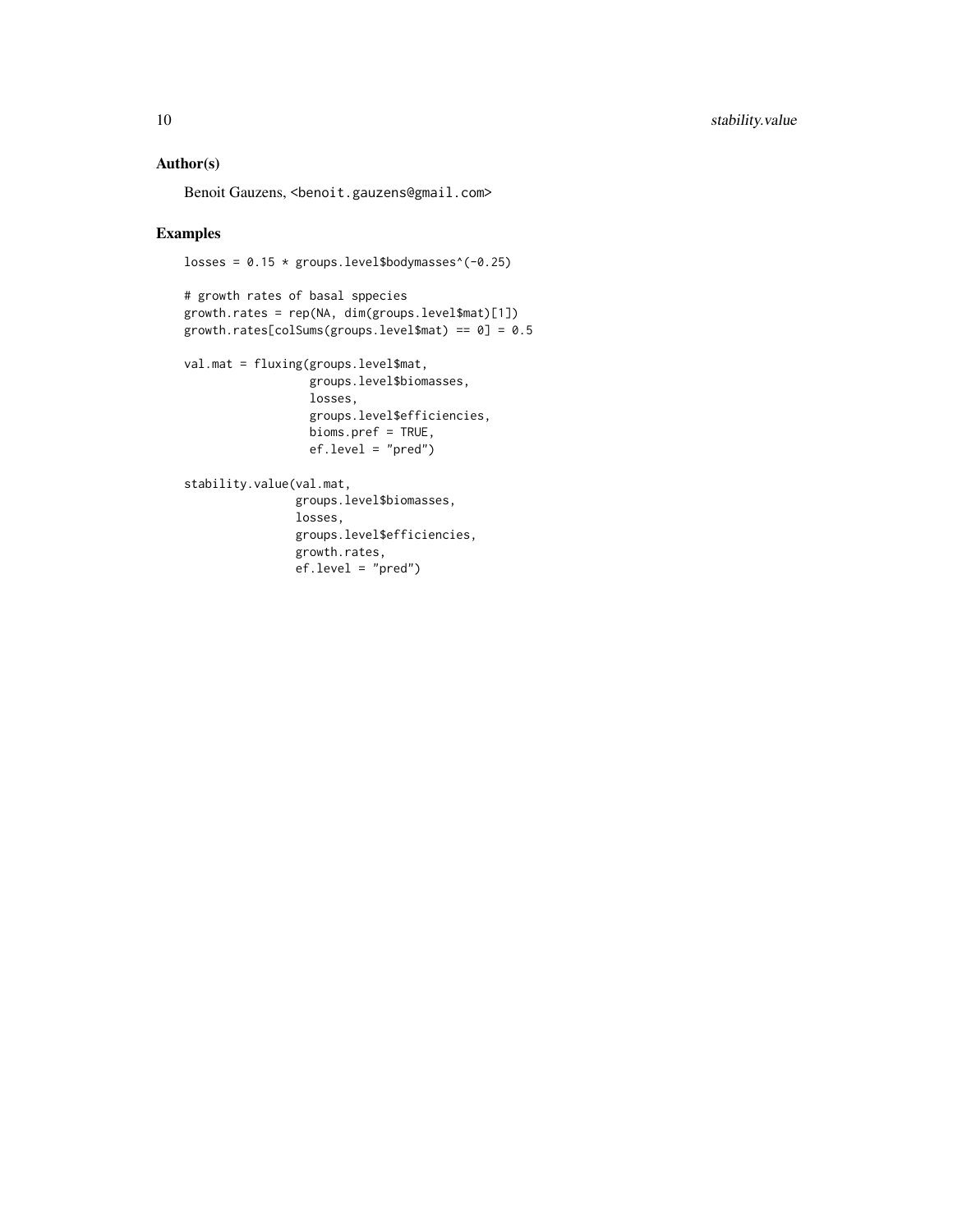## Author(s)

Benoit Gauzens, <benoit.gauzens@gmail.com>

## Examples

```
losses = 0.15 * groups.level$bodymasses^(-0.25)

# growth rates of basal sppecies
growth.rates = rep(NA, dim(groups.level$mat)[1])
growth.rates[colSums(groups.level$mat) == 0] = 0.5

val.mat = fluxing(groups.level$mat,
                  groups.level$biomasses,
                  losses,
                  groups.level$efficiencies,
                  bioms.pref = TRUE,
                  ef.level = "pred")

stability.value(val.mat,
                groups.level$biomasses,
                losses,
                groups.level$efficiencies,
                growth.rates,
                ef.level = "pred")
```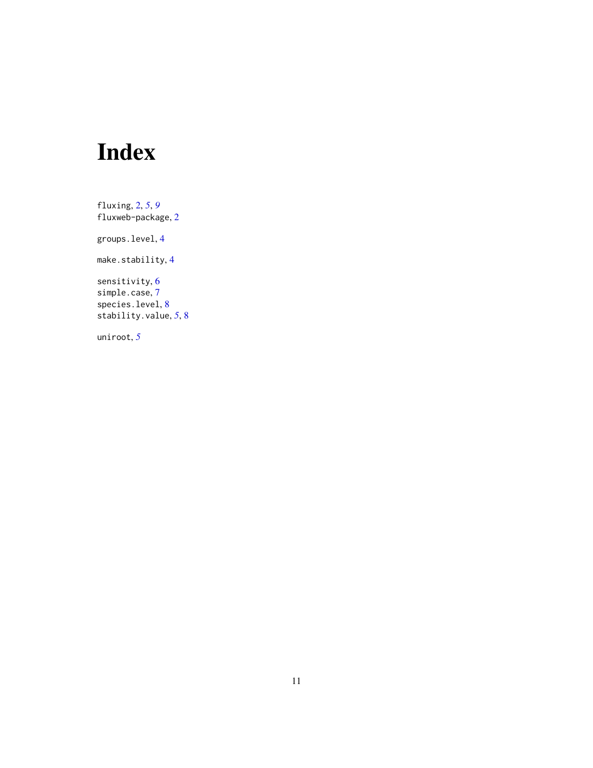# Index

fluxing, 2, *5*, *9*
fluxweb-package, 2

groups.level, 4

make.stability, 4

sensitivity, 6
simple.case, 7
species.level, 8
stability.value, *5*, 8

uniroot, *5*